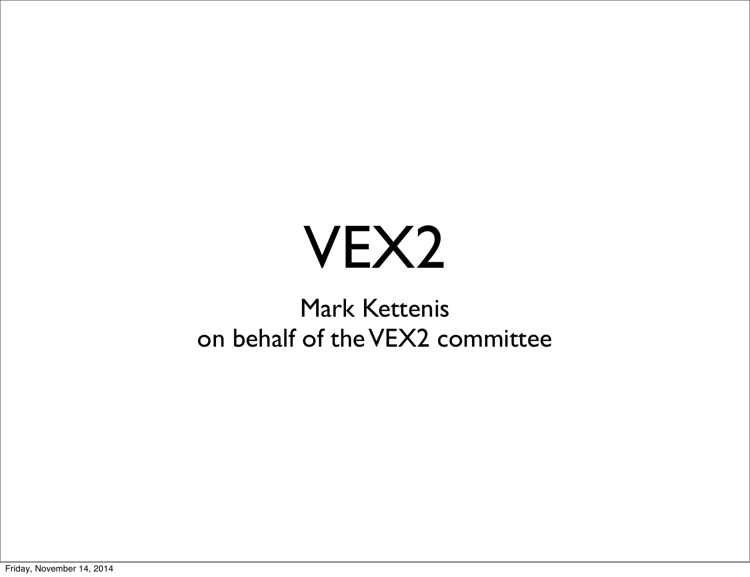# VEX2

Mark Kettenis
on behalf of the VEX2 committee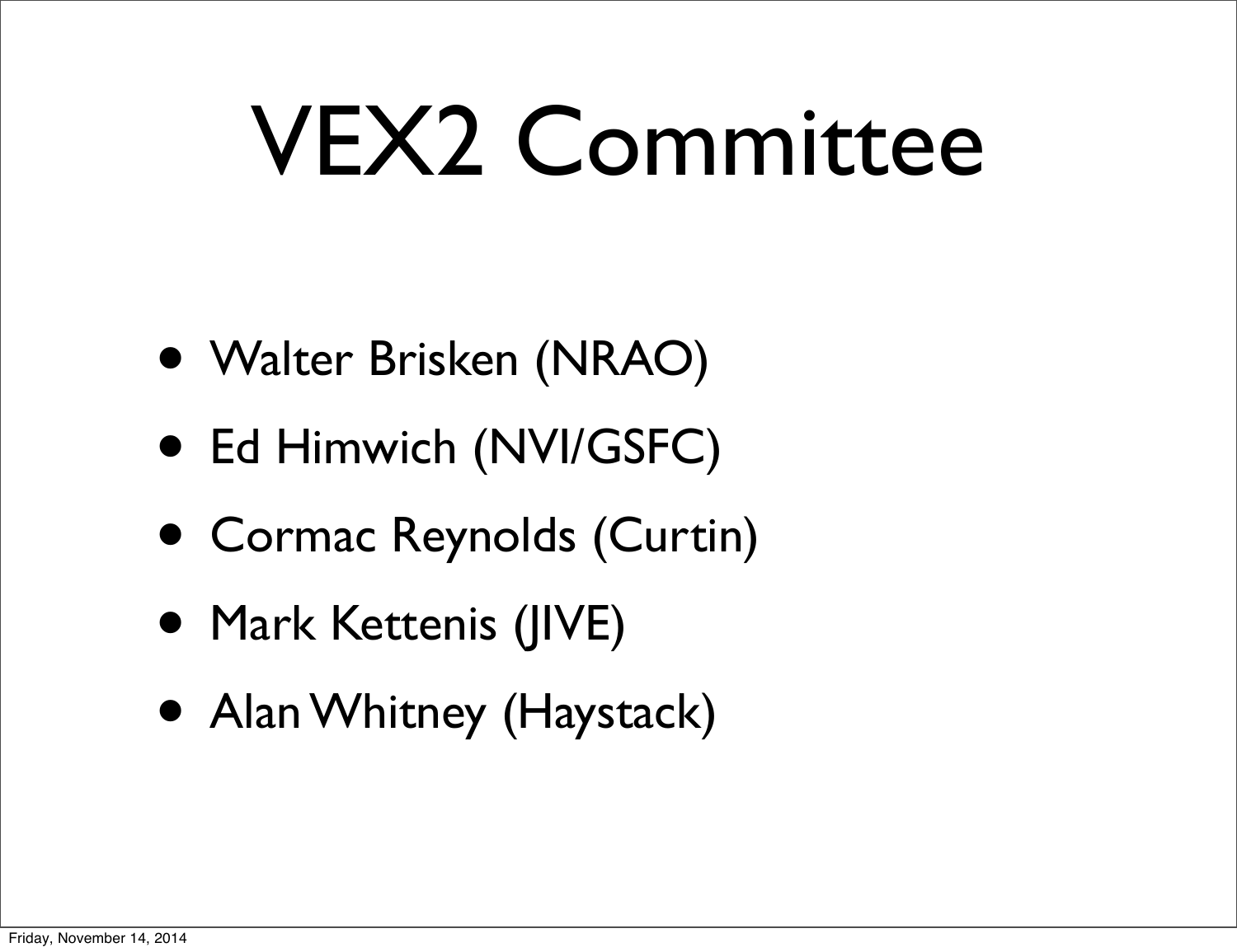# VEX2 Committee

- Walter Brisken (NRAO)
- Ed Himwich (NVI/GSFC)
- Cormac Reynolds (Curtin)
- Mark Kettenis (JIVE)
- Alan Whitney (Haystack)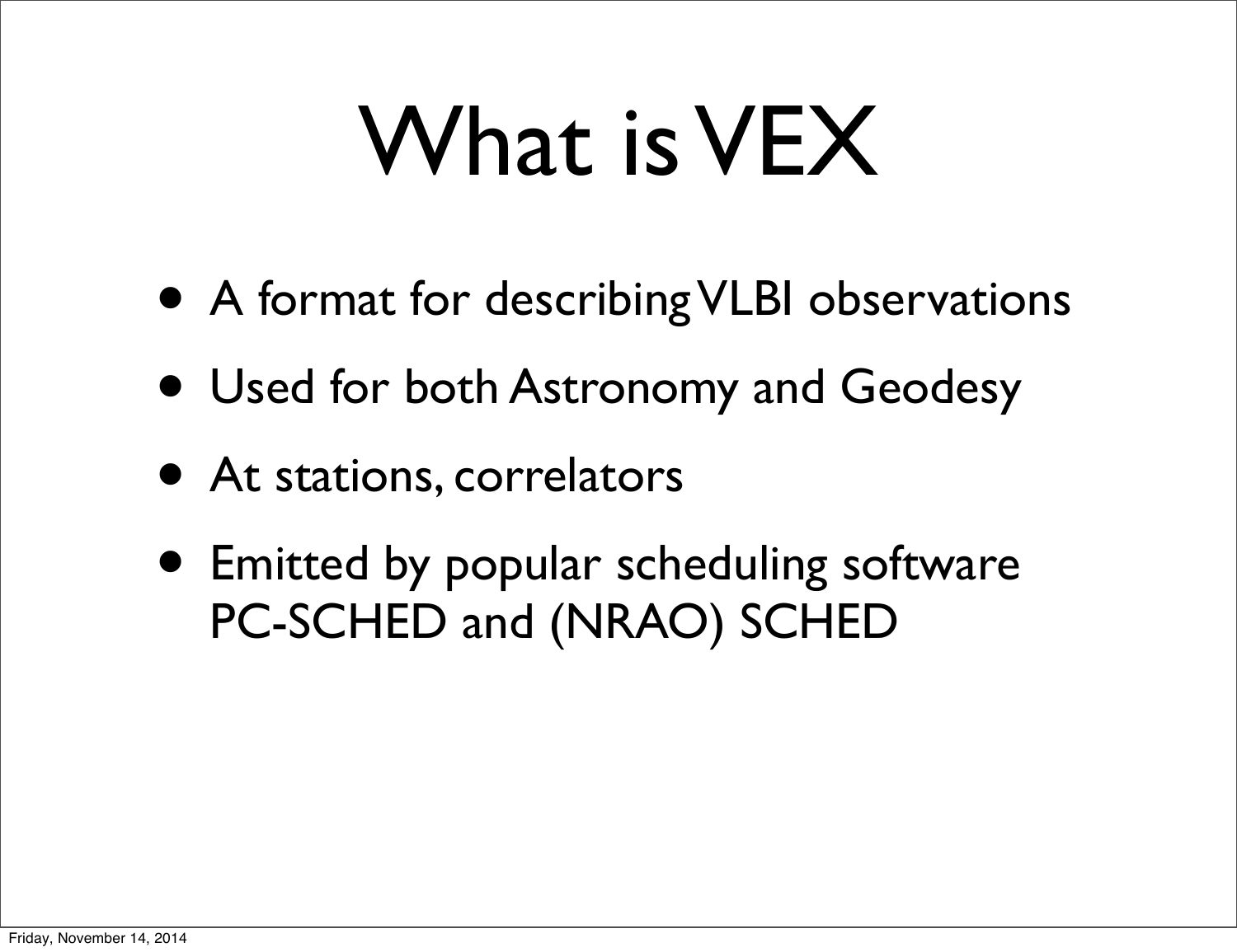# What is VEX

- A format for describing VLBI observations
- Used for both Astronomy and Geodesy
- At stations, correlators
- Emitted by popular scheduling software PC-SCHED and (NRAO) SCHED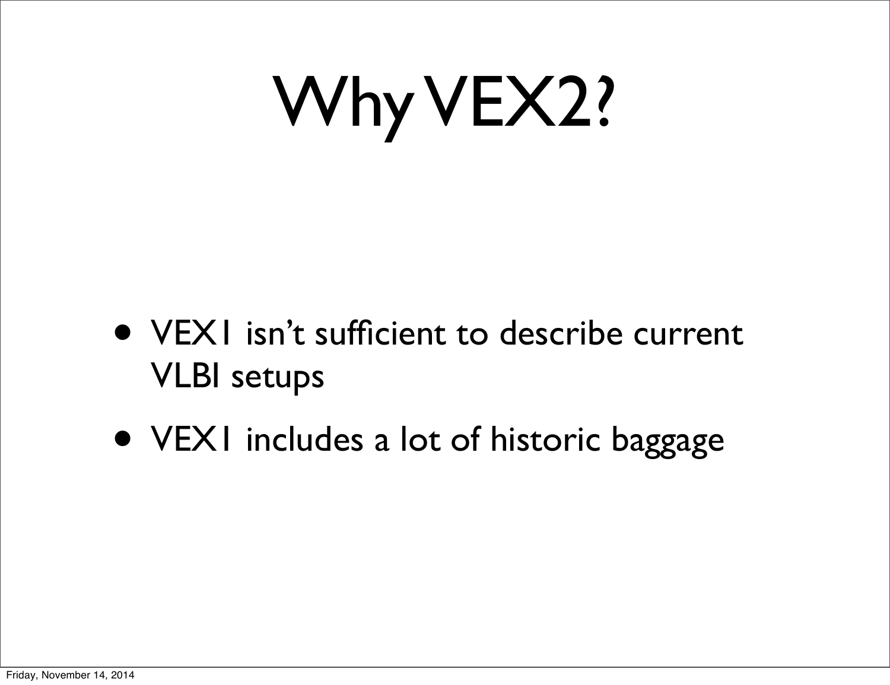# Why VEX2?

- VEX1 isn't sufficient to describe current VLBI setups
- VEX1 includes a lot of historic baggage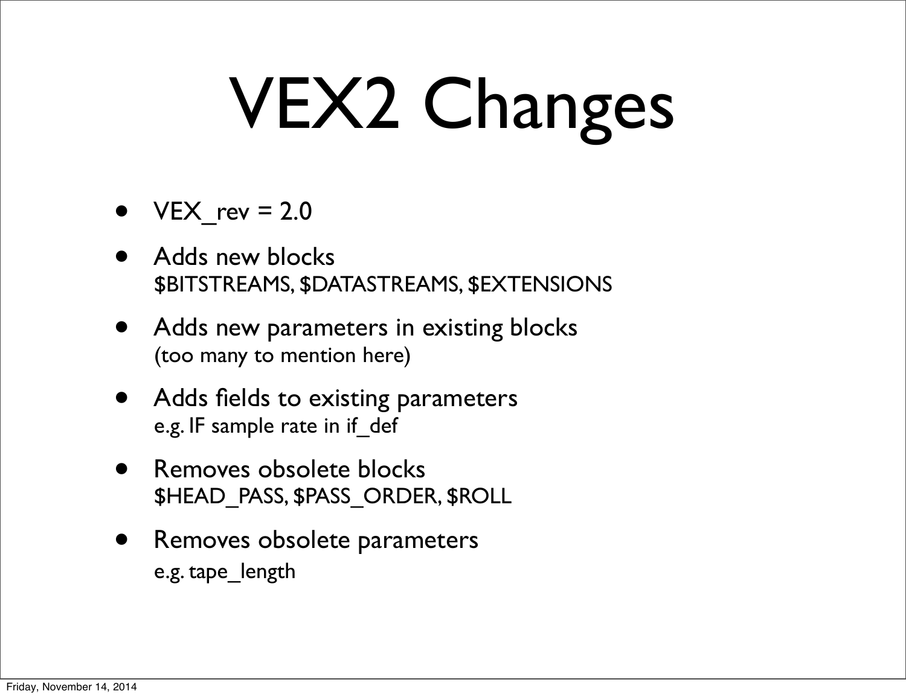# VEX2 Changes

- VEX_rev = 2.0
- Adds new blocks
  $BITSTREAMS, $DATASTREAMS, $EXTENSIONS
- Adds new parameters in existing blocks
  (too many to mention here)
- Adds fields to existing parameters
  e.g. IF sample rate in if_def
- Removes obsolete blocks
  $HEAD_PASS, $PASS_ORDER, $ROLL
- Removes obsolete parameters
  e.g. tape_length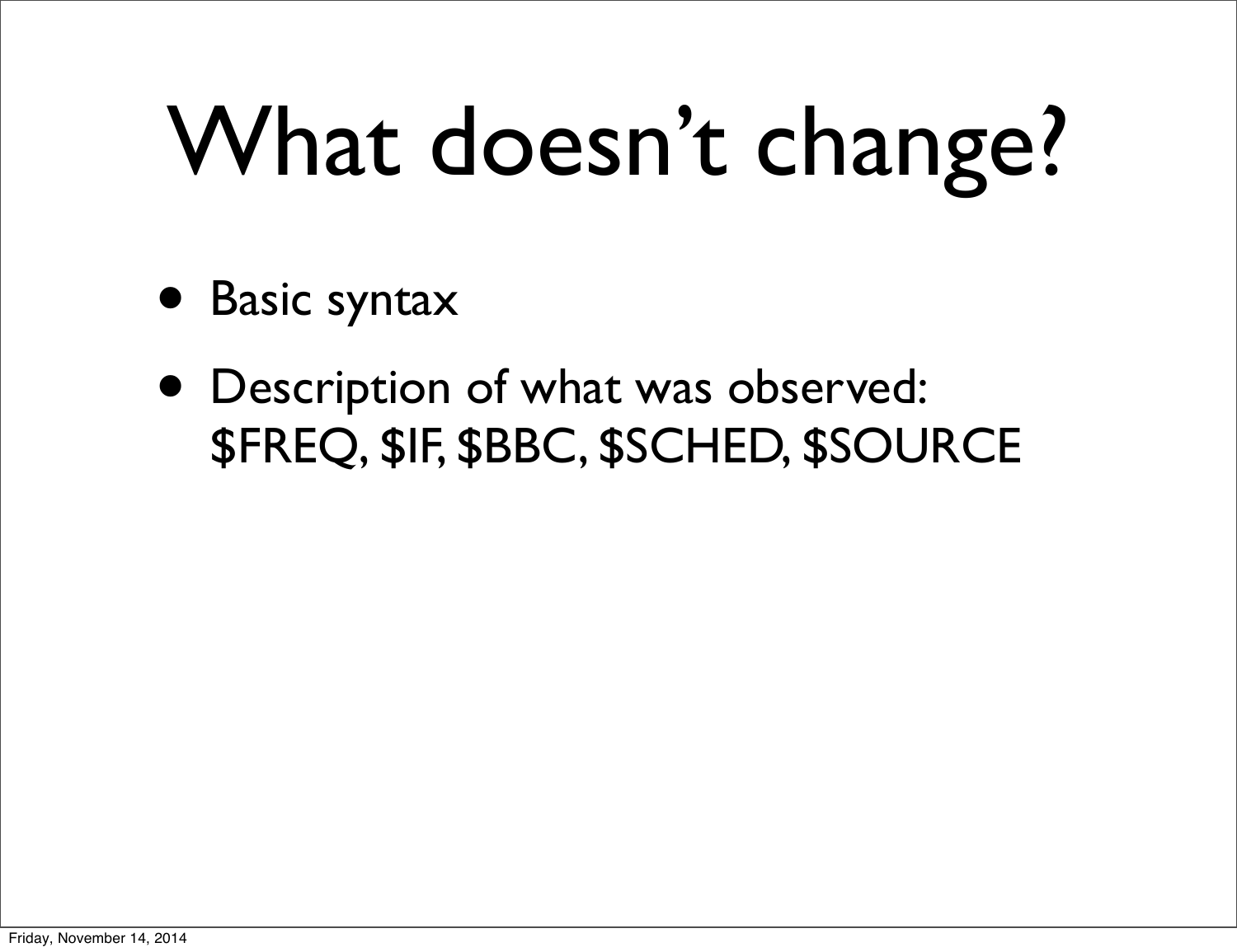# What doesn't change?

- Basic syntax
- Description of what was observed: $FREQ, $IF, $BBC, $SCHED, $SOURCE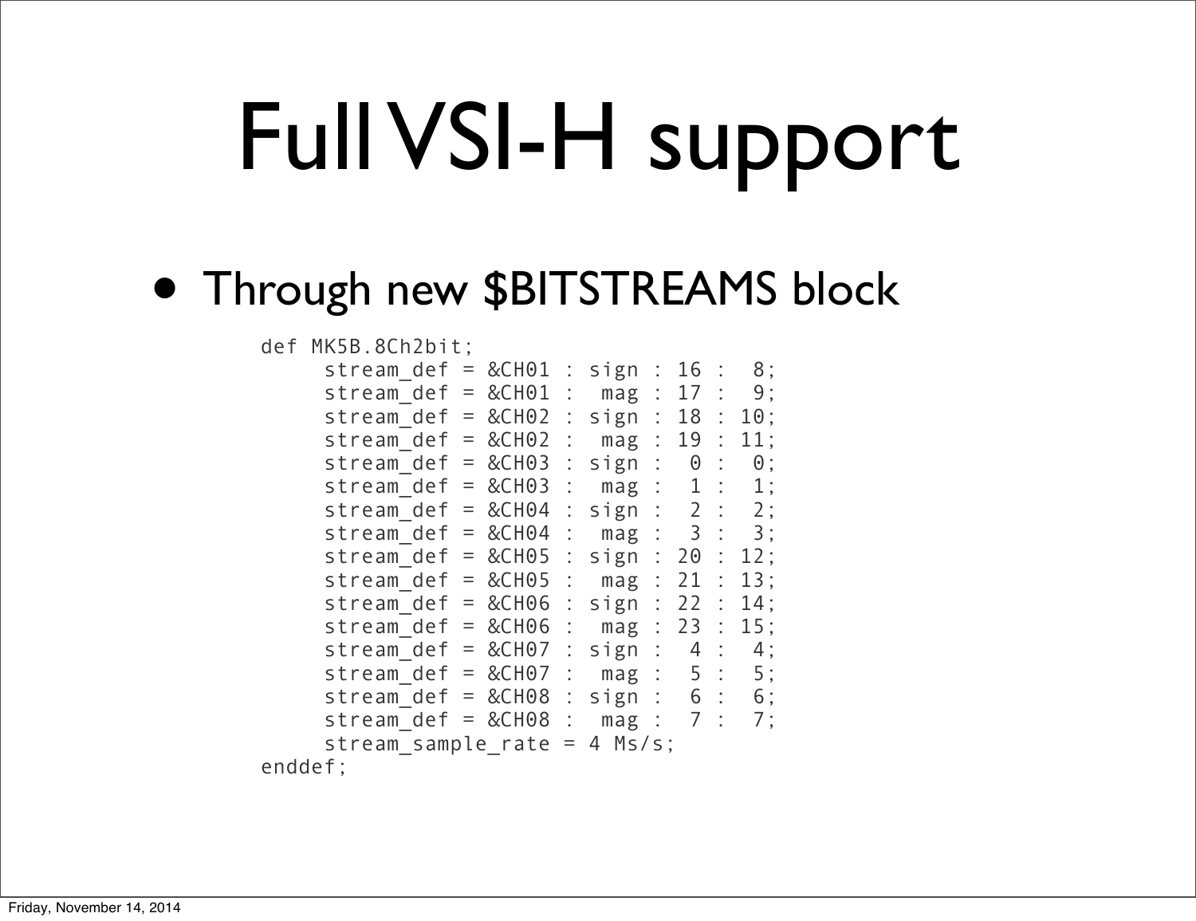# Full VSI-H support

- Through new $BITSTREAMS block

```
def MK5B.8Ch2bit;
     stream_def = &CH01 : sign : 16 :  8;
     stream_def = &CH01 :  mag : 17 :  9;
     stream_def = &CH02 : sign : 18 : 10;
     stream_def = &CH02 :  mag : 19 : 11;
     stream_def = &CH03 : sign :  0 :  0;
     stream_def = &CH03 :  mag :  1 :  1;
     stream_def = &CH04 : sign :  2 :  2;
     stream_def = &CH04 :  mag :  3 :  3;
     stream_def = &CH05 : sign : 20 : 12;
     stream_def = &CH05 :  mag : 21 : 13;
     stream_def = &CH06 : sign : 22 : 14;
     stream_def = &CH06 :  mag : 23 : 15;
     stream_def = &CH07 : sign :  4 :  4;
     stream_def = &CH07 :  mag :  5 :  5;
     stream_def = &CH08 : sign :  6 :  6;
     stream_def = &CH08 :  mag :  7 :  7;
     stream_sample_rate = 4 Ms/s;
enddef;
```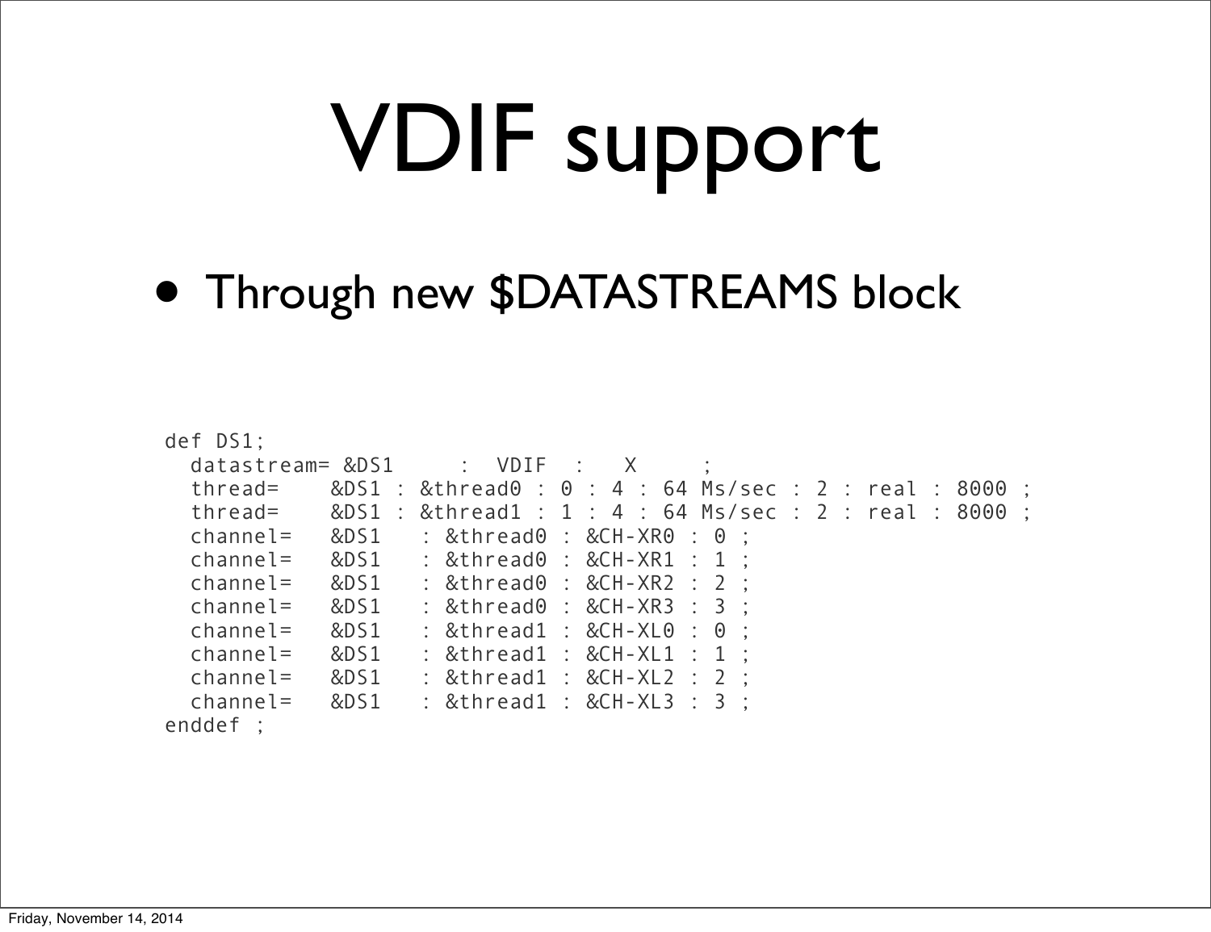# VDIF support

- Through new $DATASTREAMS block

```
def DS1;
  datastream= &DS1     :  VDIF  :   X     ;
  thread=    &DS1 : &thread0 : 0 : 4 : 64 Ms/sec : 2 : real : 8000 ;
  thread=    &DS1 : &thread1 : 1 : 4 : 64 Ms/sec : 2 : real : 8000 ;
  channel=   &DS1   : &thread0 : &CH-XR0 : 0 ;
  channel=   &DS1   : &thread0 : &CH-XR1 : 1 ;
  channel=   &DS1   : &thread0 : &CH-XR2 : 2 ;
  channel=   &DS1   : &thread0 : &CH-XR3 : 3 ;
  channel=   &DS1   : &thread1 : &CH-XL0 : 0 ;
  channel=   &DS1   : &thread1 : &CH-XL1 : 1 ;
  channel=   &DS1   : &thread1 : &CH-XL2 : 2 ;
  channel=   &DS1   : &thread1 : &CH-XL3 : 3 ;
enddef ;
```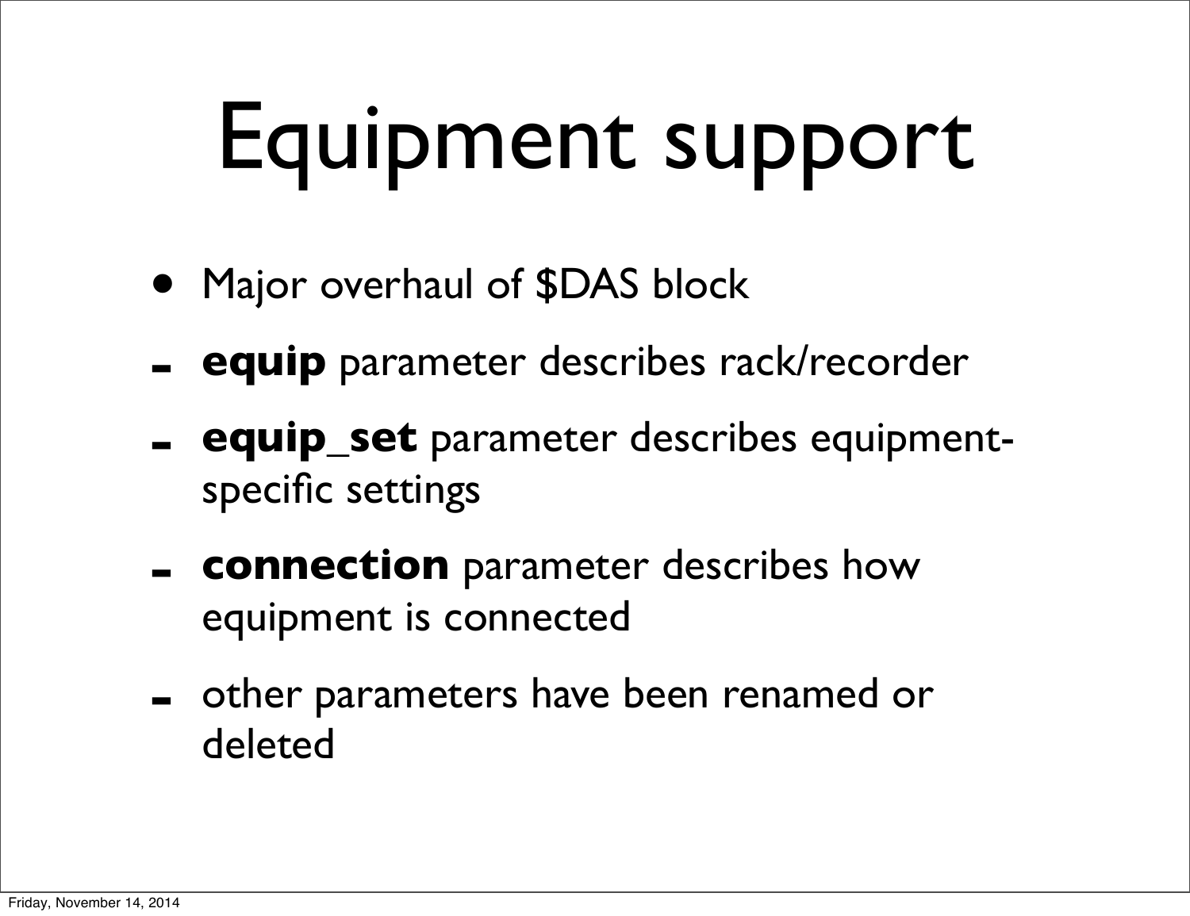# Equipment support

- Major overhaul of $DAS block
  - **equip** parameter describes rack/recorder
  - **equip_set** parameter describes equipment-specific settings
  - **connection** parameter describes how equipment is connected
  - other parameters have been renamed or deleted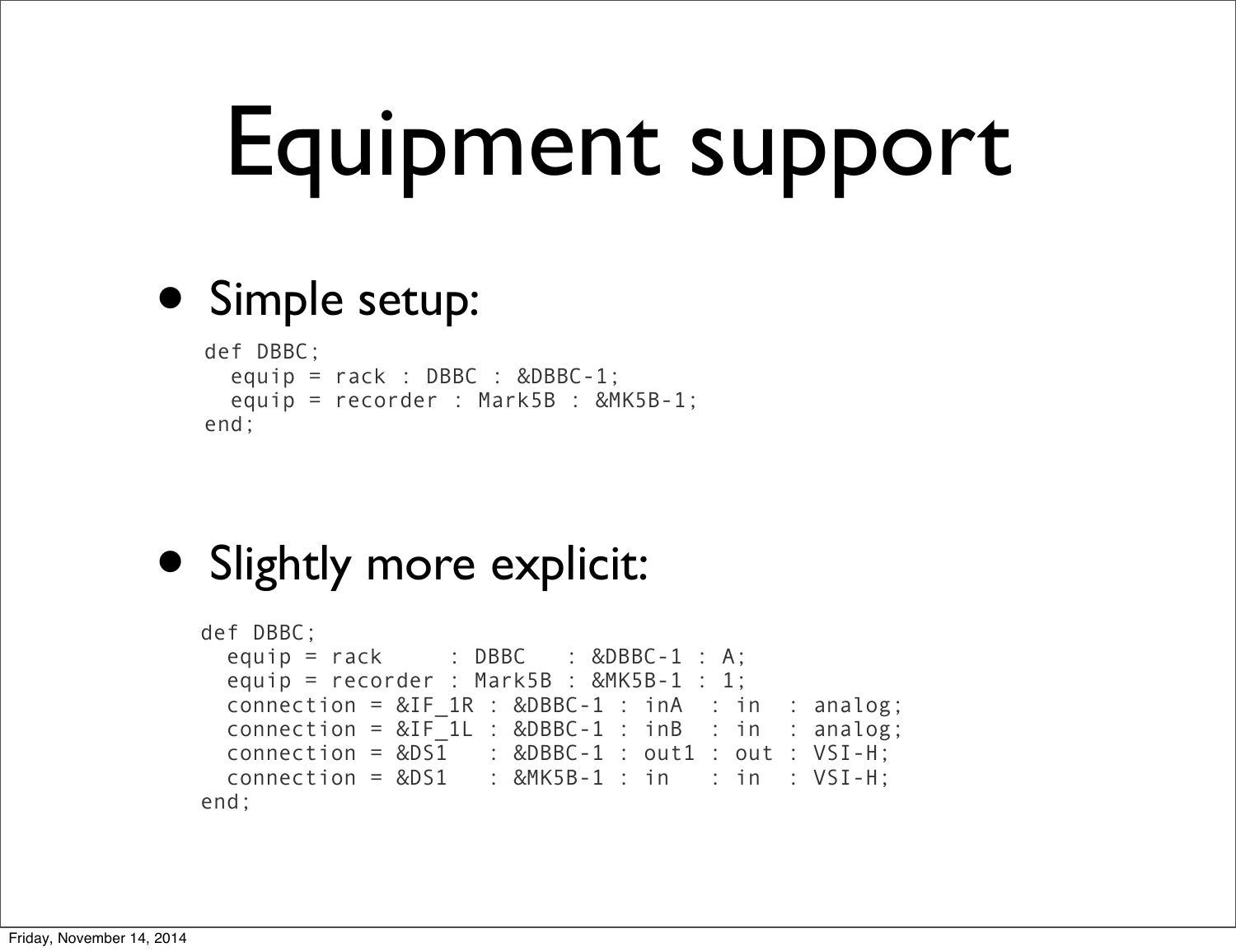# Equipment support

- Simple setup:

```
def DBBC;
  equip = rack : DBBC : &DBBC-1;
  equip = recorder : Mark5B : &MK5B-1;
end;
```

- Slightly more explicit:

```
def DBBC;
  equip = rack     : DBBC   : &DBBC-1 : A;
  equip = recorder : Mark5B : &MK5B-1 : 1;
  connection = &IF_1R : &DBBC-1 : inA  : in  : analog;
  connection = &IF_1L : &DBBC-1 : inB  : in  : analog;
  connection = &DS1   : &DBBC-1 : out1 : out : VSI-H;
  connection = &DS1   : &MK5B-1 : in   : in  : VSI-H;
end;
```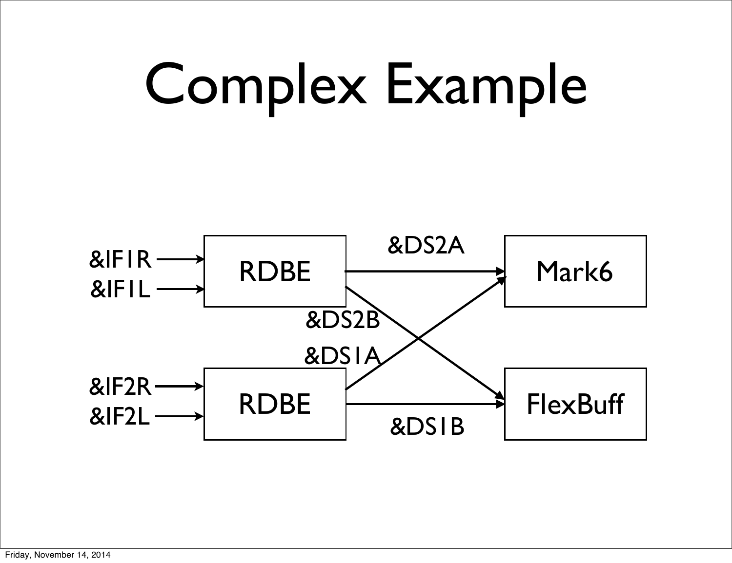# Complex Example

&IF1R → RDBE (1)

&IF1L → RDBE (1)

&IF2R → RDBE (2)

&IF2L → RDBE (2)

RDBE (1) → Mark6: &DS2A

RDBE (1) → FlexBuff: &DS2B

RDBE (2) → Mark6: &DS1A

RDBE (2) → FlexBuff: &DS1B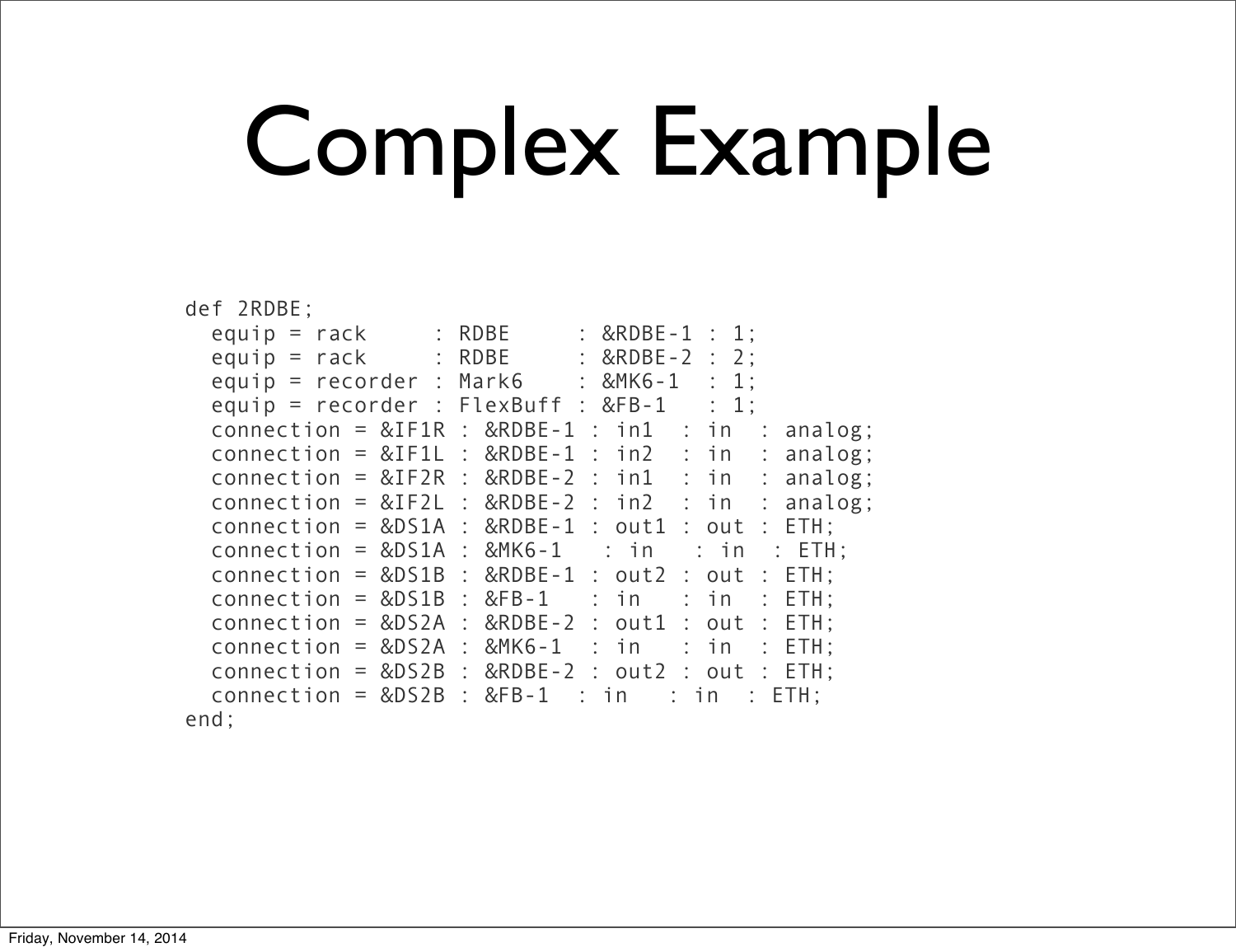# Complex Example

```
def 2RDBE;
  equip = rack     : RDBE     : &RDBE-1 : 1;
  equip = rack     : RDBE     : &RDBE-2 : 2;
  equip = recorder : Mark6    : &MK6-1  : 1;
  equip = recorder : FlexBuff : &FB-1   : 1;
  connection = &IF1R : &RDBE-1 : in1  : in  : analog;
  connection = &IF1L : &RDBE-1 : in2  : in  : analog;
  connection = &IF2R : &RDBE-2 : in1  : in  : analog;
  connection = &IF2L : &RDBE-2 : in2  : in  : analog;
  connection = &DS1A : &RDBE-1 : out1 : out : ETH;
  connection = &DS1A : &MK6-1   : in   : in  : ETH;
  connection = &DS1B : &RDBE-1 : out2 : out : ETH;
  connection = &DS1B : &FB-1   : in   : in  : ETH;
  connection = &DS2A : &RDBE-2 : out1 : out : ETH;
  connection = &DS2A : &MK6-1  : in   : in  : ETH;
  connection = &DS2B : &RDBE-2 : out2 : out : ETH;
  connection = &DS2B : &FB-1  : in   : in  : ETH;
end;
```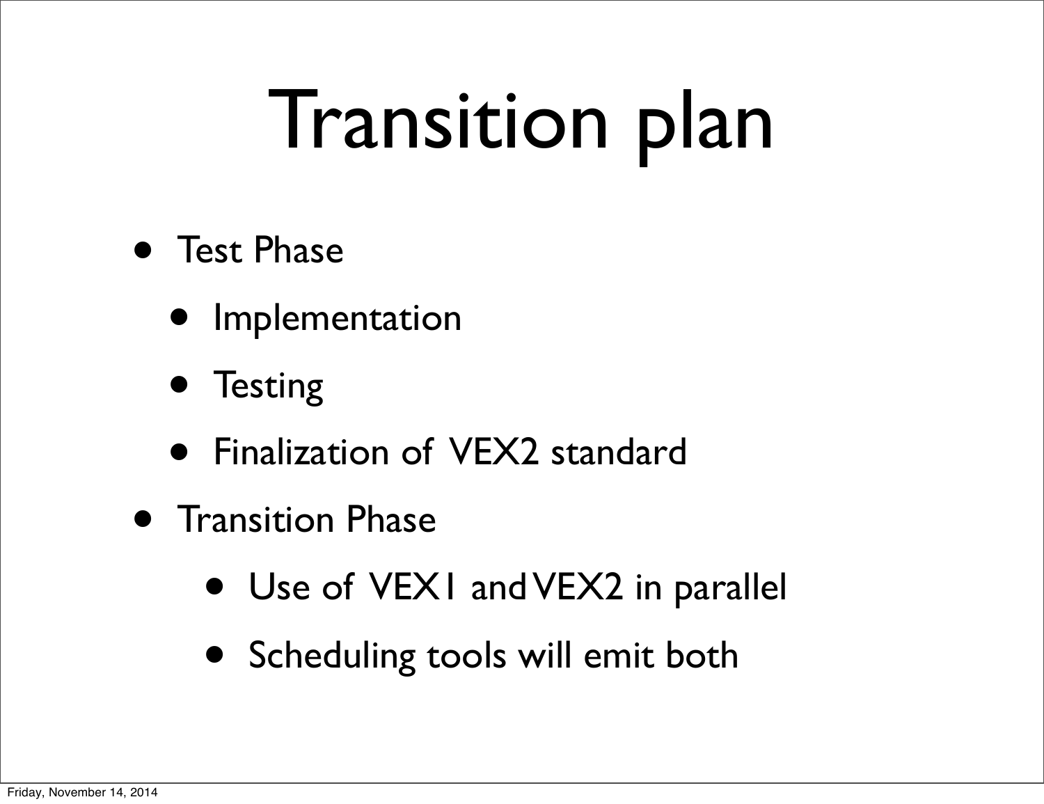# Transition plan

- Test Phase
  - Implementation
  - Testing
  - Finalization of VEX2 standard
- Transition Phase
  - Use of VEX1 and VEX2 in parallel
  - Scheduling tools will emit both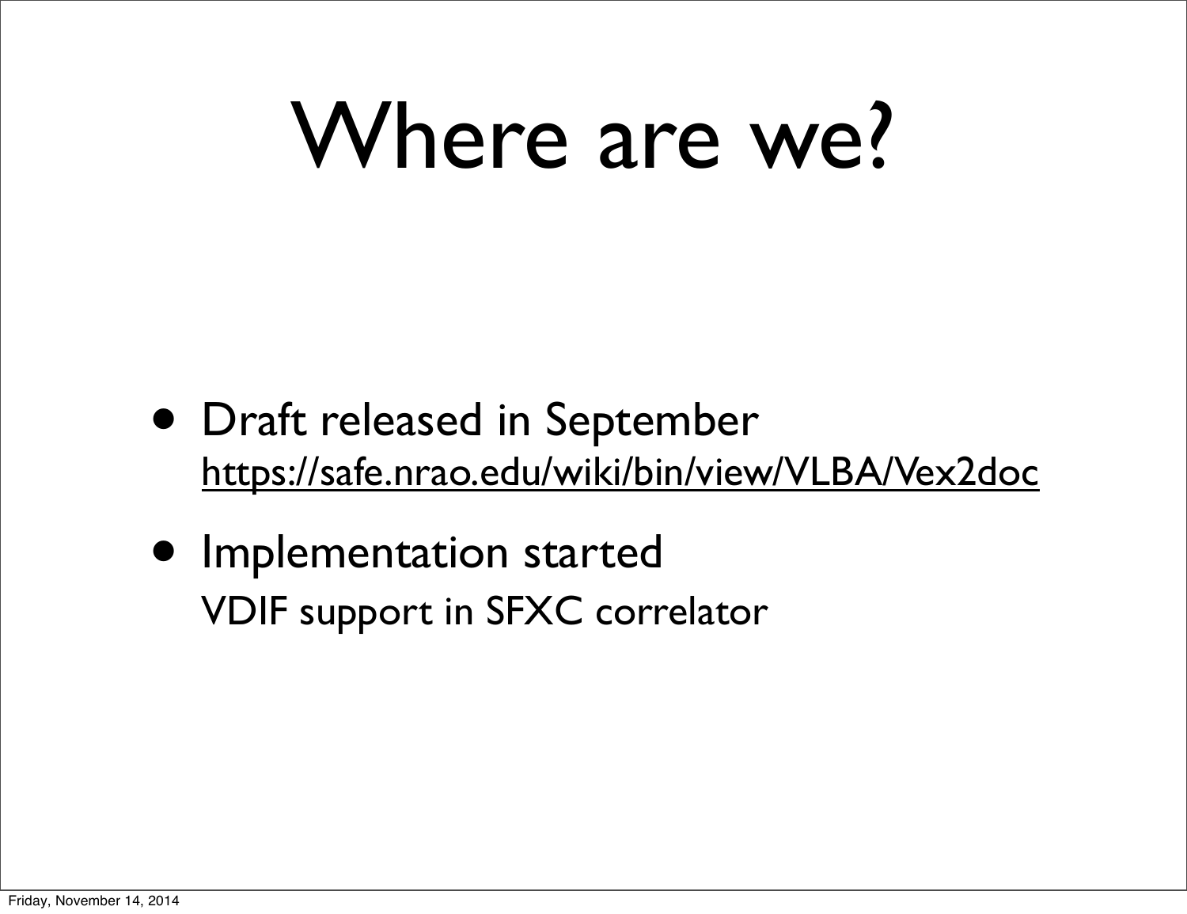# Where are we?

- Draft released in September
  https://safe.nrao.edu/wiki/bin/view/VLBA/Vex2doc
- Implementation started
  VDIF support in SFXC correlator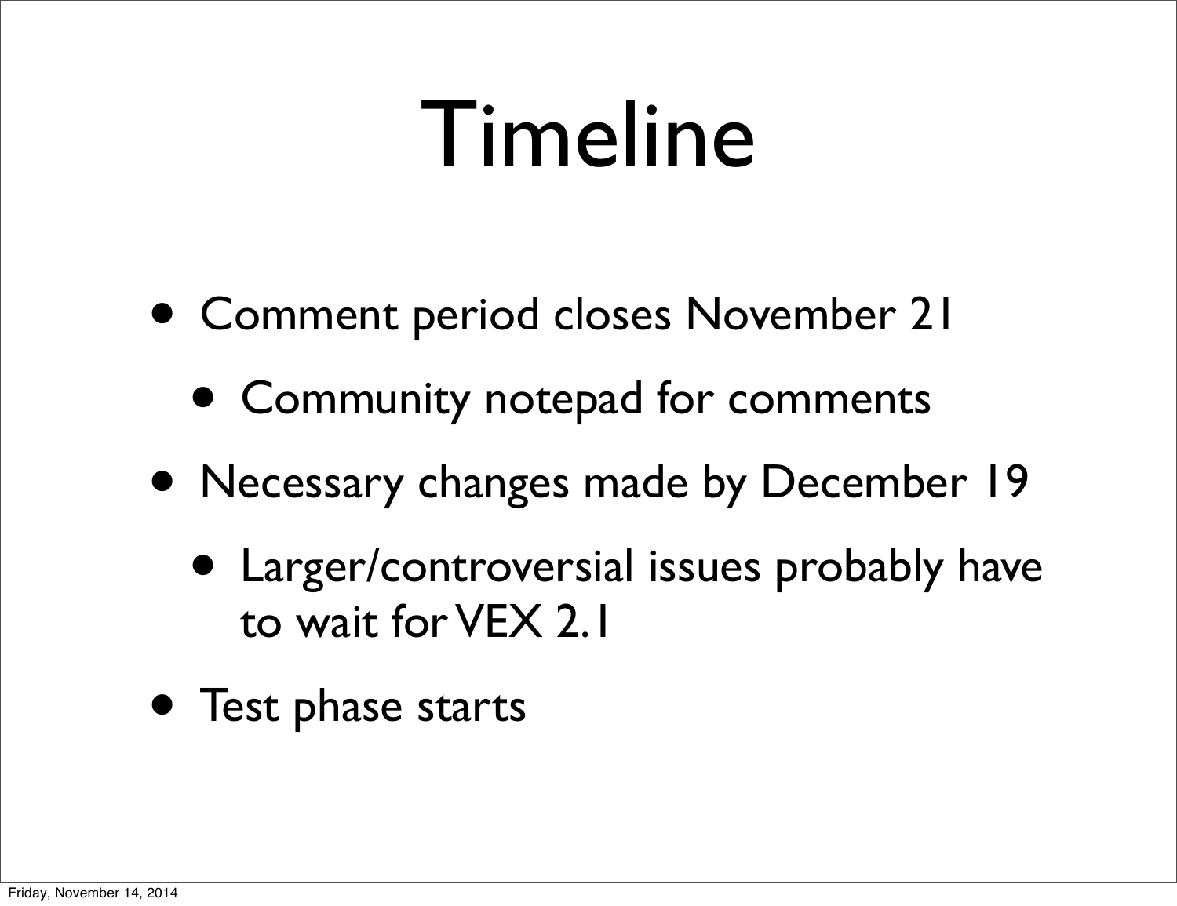# Timeline

- Comment period closes November 21
  - Community notepad for comments
- Necessary changes made by December 19
  - Larger/controversial issues probably have to wait for VEX 2.1
- Test phase starts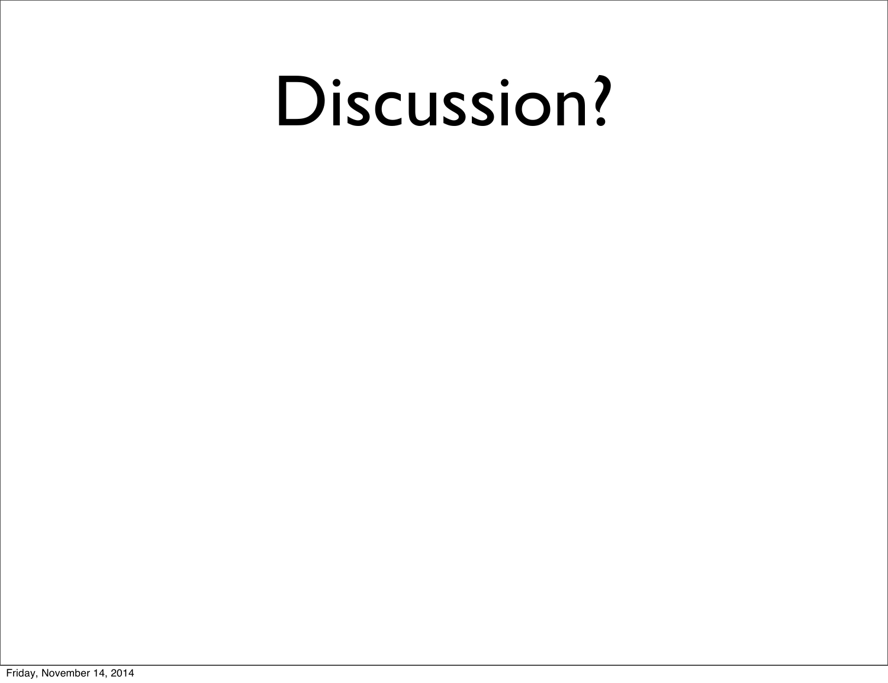# Discussion?